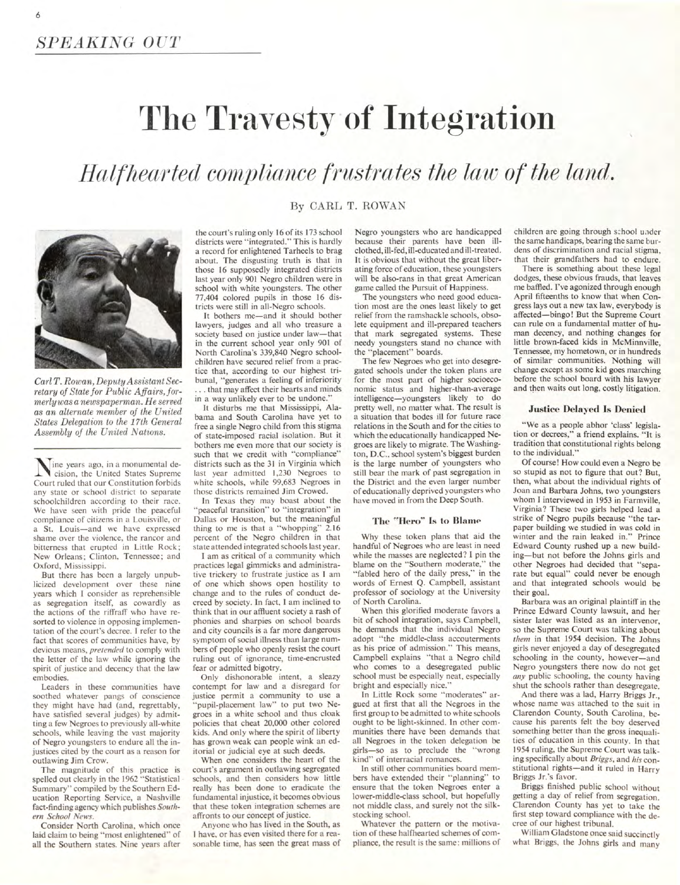*SPEAKING OUT*

# The Travesty of Integration

## *Halfhearted compliance frustrates the law of the land.*

By CARL T. ROWAN

*Carl T. Rowan, Deputy Assistant Secretary of State for Public Affairs, formerly was a newspaperman. He served as an alternate member of the United States Delegation to the 17th General Assembly of the United Nations.*

Nine years ago, in a monumental decision, the United States Supreme Court ruled that our Constitution forbids any state or school district to separate schoolchildren according to their race. We have seen with pride the peaceful compliance of citizens in a Louisville, or a St. Louis—and we have expressed shame over the violence, the rancor and bitterness that erupted in Little Rock; New Orleans; Clinton, Tennessee; and Oxford, Mississippi.

But there has been a largely unpublicized development over these nine years which I consider as reprehensible as segregation itself, as cowardly as the actions of the riffraff who have resorted to violence in opposing implementation of the court's decree. I refer to the fact that scores of communities have, by devious means, *pretended* to comply with the letter of the law while ignoring the spirit of justice and decency that the law embodies.

Leaders in these communities have soothed whatever pangs of conscience they might have had (and, regrettably, have satisfied several judges) by admitting a few Negroes to previously all-white schools, while leaving the vast majority of Negro youngsters to endure all the injustices cited by the court as a reason for outlawing Jim Crow.

The magnitude of this practice is spelled out clearly in the 1962 "Statistical Summary" compiled by the Southern Education Reporting Service, a Nashville fact-finding agency which publishes *Southern School News.*

Consider North Carolina, which once laid claim to being "most enlightened" of all the Southern states. Nine years after the court's ruling only 16 of its 173 school districts were "integrated." This is hardly a record for enlightened Tarheels to brag about. The disgusting truth is that in those 16 supposedly integrated districts last year only 901 Negro children were in school with white youngsters. The other 77,404 colored pupils in those 16 districts were still in all-Negro schools.

It bothers me—and it should bother lawyers, judges and all who treasure a society based on justice under law—that in the current school year only 901 of North Carolina's 339,840 Negro schoolchildren have secured relief from a practice that, according to our highest tribunal, "generates a feeling of inferiority . . . that may affect their hearts and minds in a way unlikely ever to be undone."

It disturbs me that Mississippi, Alabama and South Carolina have yet to free a single Negro child from this stigma of state-imposed racial isolation. But it bothers me even more that our society is such that we credit with "compliance" districts such as the 31 in Virginia which last year admitted 1,230 Negroes to white schools, while 99,683 Negroes in those districts remained Jim Crowed.

In Texas they may boast about the "peaceful transition" to "integration" in Dallas or Houston, but the meaningful thing to me is that a "whopping" 2.16 percent of the Negro children in that state attended integrated schools last year.

I am as critical of a community which practices legal gimmicks and administrative trickery to frustrate justice as I am of one which shows open hostility to change and to the rules of conduct decreed by society. In fact, I am inclined to think that in our affluent society a rash of phonies and sharpies on school boards and city councils is a far more dangerous symptom of social illness than large numbers of people who openly resist the court ruling out of ignorance, time-encrusted fear or admitted bigotry.

Only dishonorable intent, a sleazy contempt for law and a disregard for justice permit a community to use a "pupil-placement law" to put two Negroes in a white school and thus cloak policies that cheat 20,000 other colored kids. And only where the spirit of liberty has grown weak can people wink an editorial or judicial eye at such deeds.

When one considers the heart of the court's argument in outlawing segregated schools, and then considers how little really has been done to eradicate the fundamental injustice, it becomes obvious that these token integration schemes are affronts to our concept of justice.

Anyone who has lived in the South, as I have, or has even visited there for a reasonable time, has seen the great mass of Negro youngsters who are handicapped because their parents have been ill-clothed, ill-fed, ill-educated and ill-treated. It is obvious that without the great liberating force of education, these youngsters will be also-rans in that great American game called the Pursuit of Happiness.

The youngsters who need good education most are the ones least likely to get relief from the ramshackle schools, obsolete equipment and ill-prepared teachers that mark segregated systems. These needy youngsters stand no chance with the "placement" boards.

The few Negroes who get into desegregated schools under the token plans are for the most part of higher socioeconomic status and higher-than-average intelligence—youngsters likely to do pretty well, no matter what. The result is a situation that bodes ill for future race relations in the South and for the cities to which the educationally handicapped Negroes are likely to migrate. The Washington, D.C., school system's biggest burden is the large number of youngsters who still bear the mark of past segregation in the District and the even larger number of educationally deprived youngsters who have moved in from the Deep South.

### The "Hero" Is to Blame

Why these token plans that aid the handful of Negroes who are least in need while the masses are neglected? I pin the blame on the "Southern moderate," the "fabled hero of the daily press," in the words of Ernest Q. Campbell, assistant professor of sociology at the University of North Carolina.

When this glorified moderate favors a bit of school integration, says Campbell, he demands that the individual Negro adopt "the middle-class accouterments as his price of admission." This means, Campbell explains "that a Negro child who comes to a desegregated public school must be especially neat, especially bright and especially nice."

In Little Rock some "moderates" argued at first that all the Negroes in the first group to be admitted to white schools ought to be light-skinned. In other communities there have been demands that all Negroes in the token delegation be girls—so as to preclude the "wrong kind" of interracial romances.

In still other communities board members have extended their "planning" to ensure that the token Negroes enter a lower-middle-class school, but hopefully not middle class, and surely not the silk-stocking school.

Whatever the pattern or the motivation of these halfhearted schemes of compliance, the result is the same: millions of children are going through school under the same handicaps, bearing the same burdens of discrimination and racial stigma, that their grandfathers had to endure.

There is something about these legal dodges, these obvious frauds, that leaves me baffled. I've agonized through enough April fifteenths to know that when Congress lays out a new tax law, everybody is affected—bingo! But the Supreme Court can rule on a fundamental matter of human decency, and nothing changes for little brown-faced kids in McMinnville, Tennessee, my hometown, or in hundreds of similar communities. Nothing will change except as some kid goes marching before the school board with his lawyer and then waits out long, costly litigation.

### Justice Delayed Is Denied

"We as a people abhor 'class' legislation or decrees," a friend explains. "It is tradition that constitutional rights belong to the individual."

Of course! How could even a Negro be so stupid as not to figure that out? But, then, what about the individual rights of Joan and Barbara Johns, two youngsters whom I interviewed in 1953 in Farmville, Virginia? These two girls helped lead a strike of Negro pupils because "the tarpaper building we studied in was cold in winter and the rain leaked in." Prince Edward County rushed up a new building—but not before the Johns girls and other Negroes had decided that "separate but equal" could never be enough and that integrated schools would be their goal.

Barbara was an original plaintiff in the Prince Edward County lawsuit, and her sister later was listed as an intervenor, so the Supreme Court was talking about *them* in that 1954 decision. The Johns girls never enjoyed a day of desegregated schooling in the county, however—and Negro youngsters there now do not get *any* public schooling, the county having shut the schools rather than desegregate.

And there was a lad, Harry Briggs Jr., whose name was attached to the suit in Clarendon County, South Carolina, because his parents felt the boy deserved something better than the gross inequalities of education in this county. In that 1954 ruling, the Supreme Court was talking specifically about *Briggs*, and *his* constitutional rights—and it ruled in Harry Briggs Jr.'s favor.

Briggs finished public school without getting a day of relief from segregation. Clarendon County has yet to take the first step toward compliance with the decree of our highest tribunal.

William Gladstone once said succinctly what Briggs, the Johns girls and many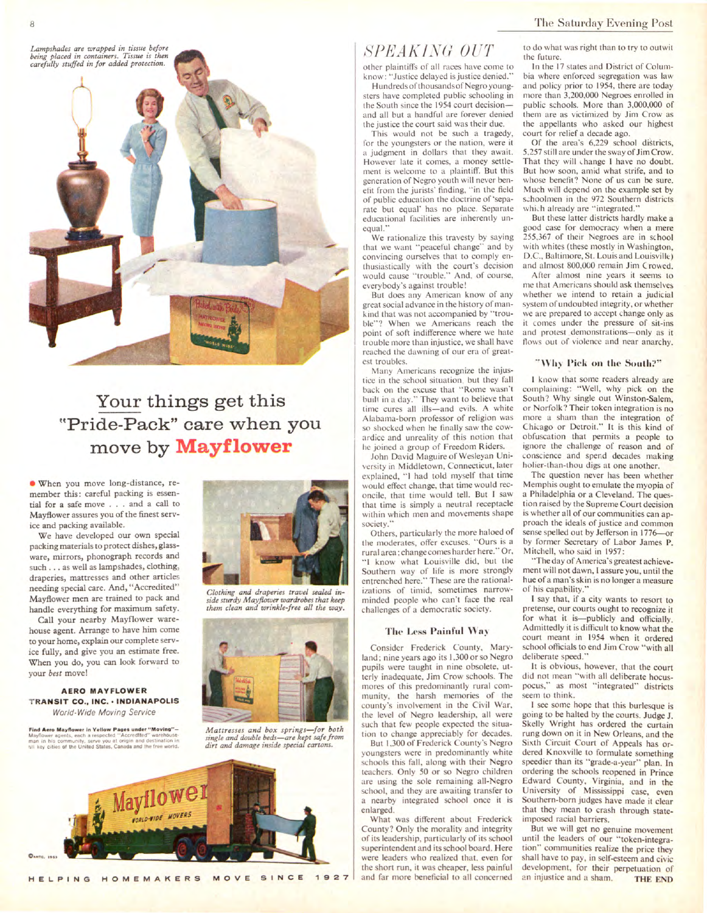*Lampshades are wrapped in tissue before being placed in containers. Tissue is then carefully stuffed in for added protection.*

# Your things get this "Pride-Pack" care when you move by **Mayflower**

● When you move long-distance, remember this: careful packing is essential for a safe move . . . and a call to Mayflower assures you of the finest service and packing available.

We have developed our own special packing materials to protect dishes, glassware, mirrors, phonograph records and such . . . as well as lampshades, clothing, draperies, mattresses and other articles needing special care. And, "Accredited" Mayflower men are trained to pack and handle everything for maximum safety.

Call your nearby Mayflower warehouse agent. Arrange to have him come to your home, explain our complete service fully, and give you an estimate free. When you do, you can look forward to your *best* move!

*Clothing and draperies travel sealed inside sturdy Mayflower wardrobes that keep them clean and wrinkle-free all the way.*

*Mattresses and box springs—for both single and double beds—are kept safe from dirt and damage inside special cartons.*

**AERO MAYFLOWER TRANSIT CO., INC. • INDIANAPOLIS**
*World-Wide Moving Service*

**Find Aero Mayflower in Yellow Pages under "Moving"**—Mayflower agents, each a respected "Accredited" warehouseman in his community, serve you at origin and destination in all key cities of the United States, Canada and the free world.

©AMTC, 1963

HELPING HOMEMAKERS MOVE SINCE 1927

## SPEAKING OUT

other plaintiffs of all races have come to know: "Justice delayed is justice denied."

Hundreds of thousands of Negro youngsters have completed public schooling in the South since the 1954 court decision—and all but a handful are forever denied the justice the court said was their due.

This would not be such a tragedy, for the youngsters or the nation, were it a judgment in dollars that they await. However late it comes, a money settlement is welcome to a plaintiff. But this generation of Negro youth will never benefit from the jurists' finding, "in the field of public education the doctrine of 'separate but equal' has no place. Separate educational facilities are inherently unequal."

We rationalize this travesty by saying that we want "peaceful change" and by convincing ourselves that to comply enthusiastically with the court's decision would cause "trouble." And, of course, everybody's against trouble!

But does any American know of any great social advance in the history of mankind that was not accompanied by "trouble"? When we Americans reach the point of soft indifference where we hate trouble more than injustice, we shall have reached the dawning of our era of greatest troubles.

Many Americans recognize the injustice in the school situation, but they fall back on the excuse that "Rome wasn't built in a day." They want to believe that time cures all ills—and evils. A white Alabama-born professor of religion was so shocked when he finally saw the cowardice and unreality of this notion that he joined a group of Freedom Riders.

John David Maguire of Wesleyan University in Middletown, Connecticut, later explained, "I had told myself that time would effect change, that time would reconcile, that time would tell. But I saw that time is simply a neutral receptacle within which men and movements shape society."

Others, particularly the more haloed of the moderates, offer excuses. "Ours is a rural area; change comes harder here." Or, "I know what Louisville did, but the Southern way of life is more strongly entrenched here." These are the rationalizations of timid, sometimes narrow-minded people who can't face the real challenges of a democratic society.

### The Less Painful Way

Consider Frederick County, Maryland; nine years ago its 1,300 or so Negro pupils were taught in nine obsolete, utterly inadequate, Jim Crow schools. The mores of this predominantly rural community, the harsh memories of the county's involvement in the Civil War, the level of Negro leadership, all were such that few people expected the situation to change appreciably for decades.

But 1,300 of Frederick County's Negro youngsters were in predominantly white schools this fall, along with their Negro teachers. Only 50 or so Negro children are using the sole remaining all-Negro school, and they are awaiting transfer to a nearby integrated school once it is enlarged.

What was different about Frederick County? Only the morality and integrity of its leadership, particularly of its school superintendent and its school board. Here were leaders who realized that, even for the short run, it was cheaper, less painful and far more beneficial to all concerned to do what was right than to try to outwit the future.

In the 17 states and District of Columbia where enforced segregation was law and policy prior to 1954, there are today more than 3,200,000 Negroes enrolled in public schools. More than 3,000,000 of them are as victimized by Jim Crow as the appellants who asked our highest court for relief a decade ago.

Of the area's 6,229 school districts, 5,257 still are under the sway of Jim Crow. That they will change I have no doubt. But how soon, amid what strife, and to whose benefit? None of us can be sure. Much will depend on the example set by schoolmen in the 972 Southern districts which already are "integrated."

But these latter districts hardly make a good case for democracy when a mere 255,367 of their Negroes are in school with whites (these mostly in Washington, D.C., Baltimore, St. Louis and Louisville) and almost 800,000 remain Jim Crowed.

After almost nine years it seems to me that Americans should ask themselves whether we intend to retain a judicial system of undoubted integrity, or whether we are prepared to accept change only as it comes under the pressure of sit-ins and protest demonstrations—only as it flows out of violence and near anarchy.

### "Why Pick on the South?"

I know that some readers already are complaining: "Well, why pick on the South? Why single out Winston-Salem, or Norfolk? Their token integration is no more a sham than the integration of Chicago or Detroit." It is this kind of obfuscation that permits a people to ignore the challenge of reason and of conscience and spend decades making holier-than-thou digs at one another.

The question never has been whether Memphis ought to emulate the myopia of a Philadelphia or a Cleveland. The question raised by the Supreme Court decision is whether all of our communities can approach the ideals of justice and common sense spelled out by Jefferson in 1776—or by former Secretary of Labor James P. Mitchell, who said in 1957:

"The day of America's greatest achievement will not dawn, I assure you, until the hue of a man's skin is no longer a measure of his capability."

I say that, if a city wants to resort to pretense, our courts ought to recognize it for what it is—publicly and officially. Admittedly it is difficult to know what the court meant in 1954 when it ordered school officials to end Jim Crow "with all deliberate speed."

It is obvious, however, that the court did not mean "with all deliberate hocus-pocus," as most "integrated" districts seem to think.

I see some hope that this burlesque is going to be halted by the courts. Judge J. Skelly Wright has ordered the curtain rung down on it in New Orleans, and the Sixth Circuit Court of Appeals has ordered Knoxville to formulate something speedier than its "grade-a-year" plan. In ordering the schools reopened in Prince Edward County, Virginia, and in the University of Mississippi case, even Southern-born judges have made it clear that they mean to crash through state-imposed racial barriers.

But we will get no genuine movement until the leaders of our "token-integration" communities realize the price they shall have to pay, in self-esteem and civic development, for their perpetuation of an injustice and a sham. **THE END**